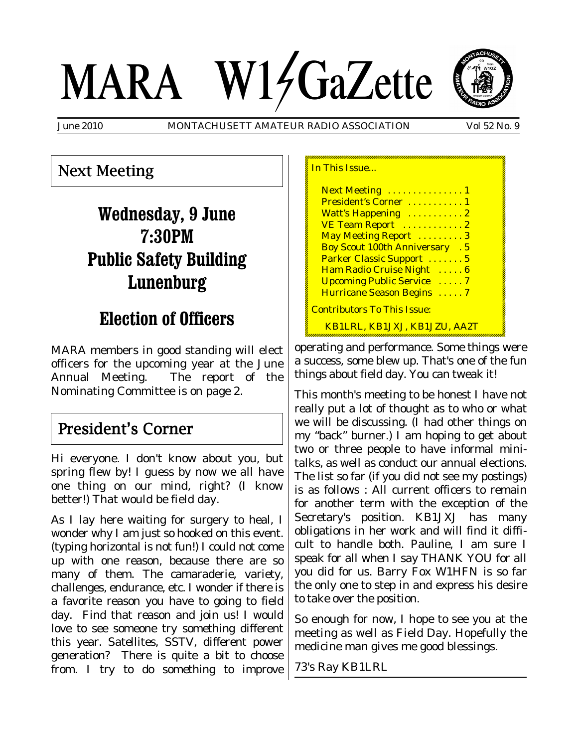# MARA W1GaZette

June 2010 MONTACHUSETT AMATEUR RADIO ASSOCIATION Vol 52 No. 9

## Next Meeting

**Wednesday, 9 June**
**7:30PM**
**Public Safety Building**
**Lunenburg**

**Election of Officers**

MARA members in good standing will elect officers for the upcoming year at the June Annual Meeting. The report of the Nominating Committee is on page 2.

In This Issue...

- Next Meeting . . . . . . . . . . . . . . 1
- President's Corner . . . . . . . . . . 1
- Watt's Happening . . . . . . . . . . 2
- VE Team Report . . . . . . . . . . . 2
- May Meeting Report . . . . . . . . . 3
- Boy Scout 100th Anniversary . 5
- Parker Classic Support . . . . . . . 5
- Ham Radio Cruise Night . . . . . 6
- Upcoming Public Service . . . . . 7
- Hurricane Season Begins . . . . . 7

Contributors To This Issue:

KB1LRL, KB1JXJ, KB1JZU, AA2T

## President's Corner

Hi everyone. I don't know about you, but spring flew by! I guess by now we all have one thing on our mind, right? (I know better!) That would be field day.

As I lay here waiting for surgery to heal, I wonder why I am just so hooked on this event. (typing horizontal is not fun!) I could not come up with one reason, because there are so many of them. The camaraderie, variety, challenges, endurance, etc. I wonder if there is a favorite reason you have to going to field day. Find that reason and join us! I would love to see someone try something different this year. Satellites, SSTV, different power generation? There is quite a bit to choose from. I try to do something to improve operating and performance. Some things were a success, some blew up. That's one of the fun things about field day. You can tweak it!

This month's meeting to be honest I have not really put a lot of thought as to who or what we will be discussing. (I had other things on my "back" burner.) I am hoping to get about two or three people to have informal mini-talks, as well as conduct our annual elections. The list so far (if you did not see my postings) is as follows : All current officers to remain for another term with the exception of the Secretary's position. KB1JXJ has many obligations in her work and will find it difficult to handle both. Pauline, I am sure I speak for all when I say THANK YOU for all you did for us. Barry Fox W1HFN is so far the only one to step in and express his desire to take over the position.

So enough for now, I hope to see you at the meeting as well as Field Day. Hopefully the medicine man gives me good blessings.

73's Ray KB1LRL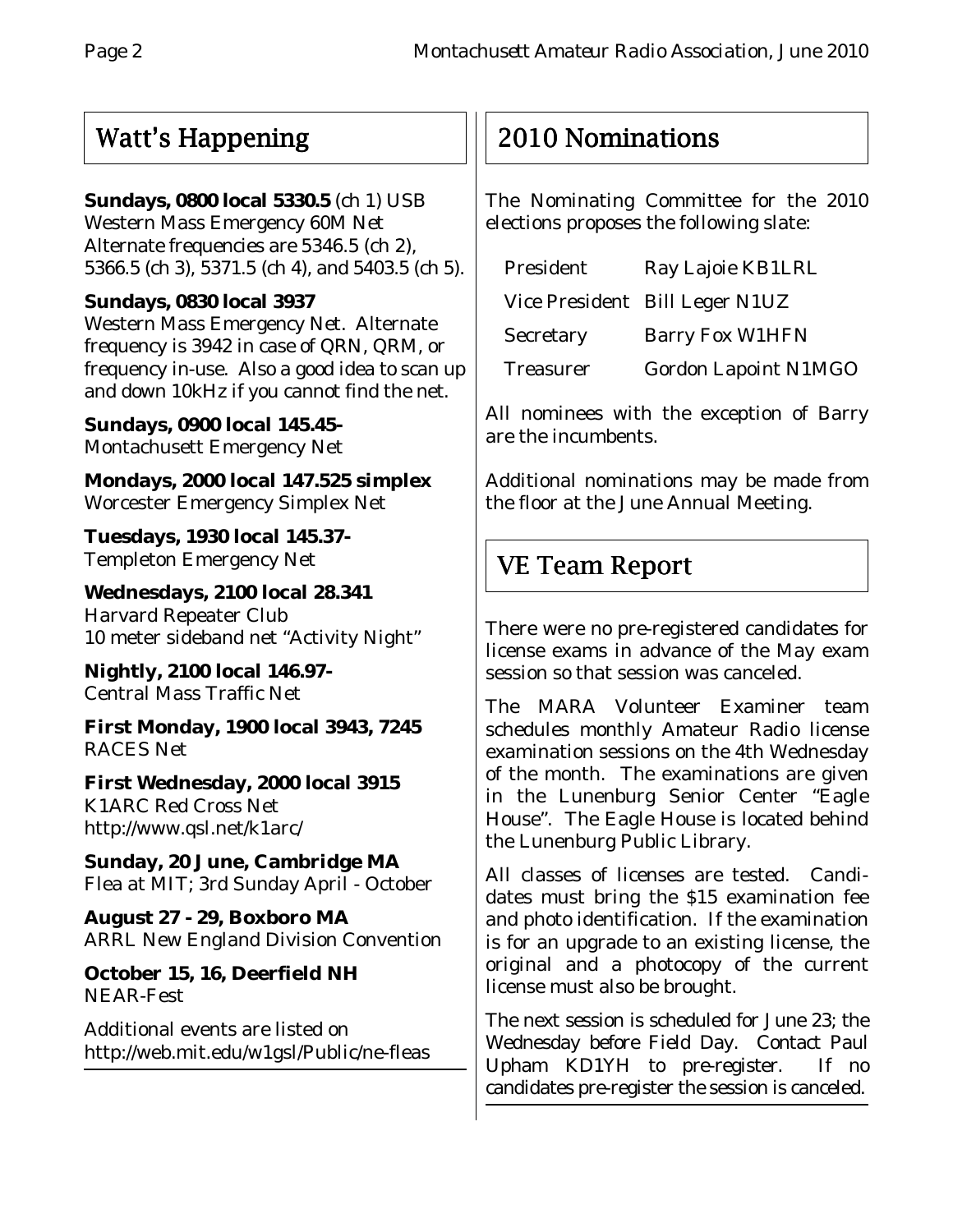## Watt's Happening

**Sundays, 0800 local 5330.5** (ch 1) USB
Western Mass Emergency 60M Net
Alternate frequencies are 5346.5 (ch 2), 5366.5 (ch 3), 5371.5 (ch 4), and 5403.5 (ch 5).

**Sundays, 0830 local 3937**
Western Mass Emergency Net. Alternate frequency is 3942 in case of QRN, QRM, or frequency in-use. Also a good idea to scan up and down 10kHz if you cannot find the net.

**Sundays, 0900 local 145.45-**
Montachusett Emergency Net

**Mondays, 2000 local 147.525 simplex**
Worcester Emergency Simplex Net

**Tuesdays, 1930 local 145.37-**
Templeton Emergency Net

**Wednesdays, 2100 local 28.341**
Harvard Repeater Club
10 meter sideband net "Activity Night"

**Nightly, 2100 local 146.97-**
Central Mass Traffic Net

**First Monday, 1900 local 3943, 7245**
RACES Net

**First Wednesday, 2000 local 3915**
K1ARC Red Cross Net
http://www.qsl.net/k1arc/

**Sunday, 20 June, Cambridge MA**
Flea at MIT; 3rd Sunday April - October

**August 27 - 29, Boxboro MA**
ARRL New England Division Convention

**October 15, 16, Deerfield NH**
NEAR-Fest

Additional events are listed on
http://web.mit.edu/w1gsl/Public/ne-fleas

## 2010 Nominations

The Nominating Committee for the 2010 elections proposes the following slate:

| | |
|---|---|
| President | Ray Lajoie KB1LRL |
| Vice President | Bill Leger N1UZ |
| Secretary | Barry Fox W1HFN |
| Treasurer | Gordon Lapoint N1MGO |

All nominees with the exception of Barry are the incumbents.

Additional nominations may be made from the floor at the June Annual Meeting.

## VE Team Report

There were no pre-registered candidates for license exams in advance of the May exam session so that session was canceled.

The MARA Volunteer Examiner team schedules monthly Amateur Radio license examination sessions on the 4th Wednesday of the month. The examinations are given in the Lunenburg Senior Center "Eagle House". The Eagle House is located behind the Lunenburg Public Library.

All classes of licenses are tested. Candidates must bring the $15 examination fee and photo identification. If the examination is for an upgrade to an existing license, the original and a photocopy of the current license must also be brought.

The next session is scheduled for June 23; the Wednesday before Field Day. Contact Paul Upham KD1YH to pre-register. If no candidates pre-register the session is canceled.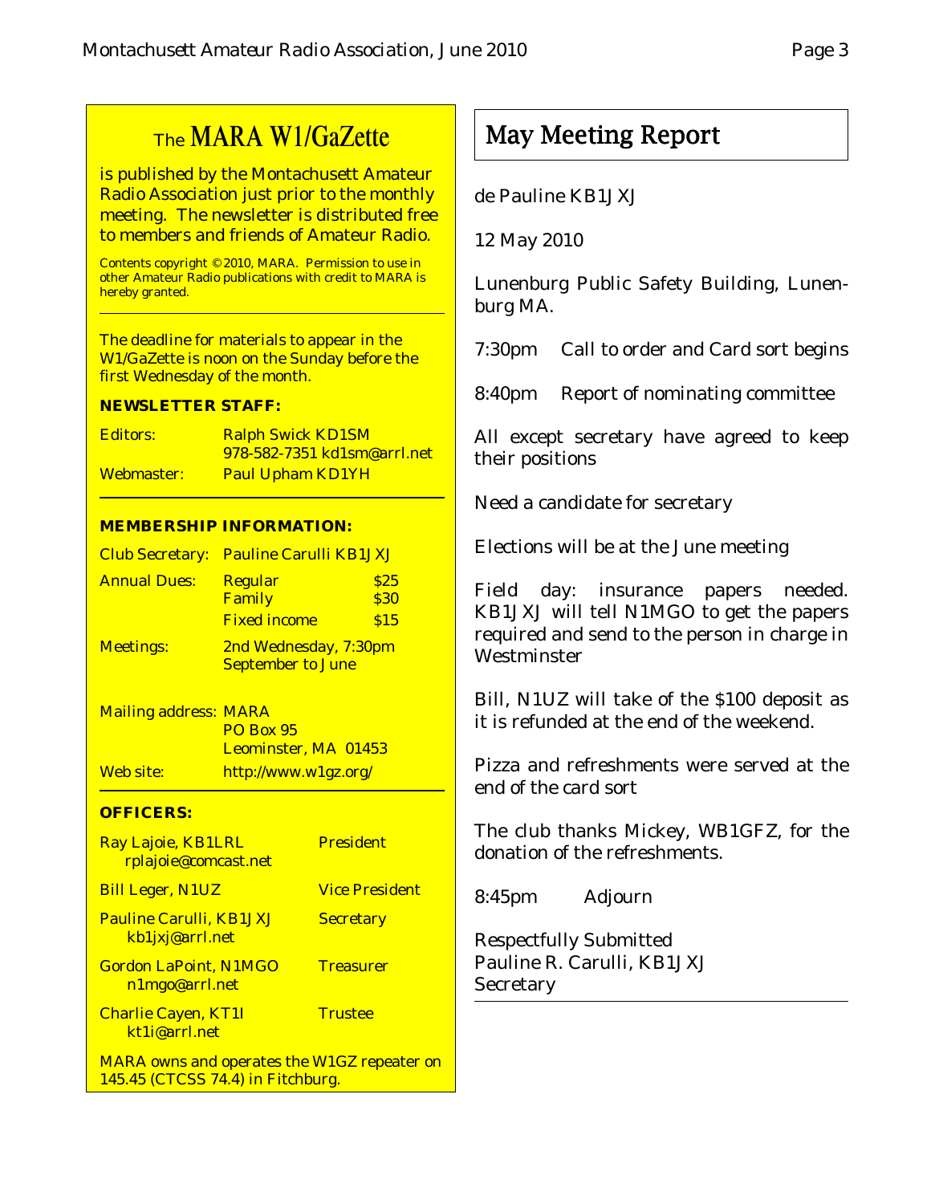## The MARA W1/GaZette

is published by the Montachusett Amateur Radio Association just prior to the monthly meeting. The newsletter is distributed free to members and friends of Amateur Radio.

Contents copyright © 2010, MARA. Permission to use in other Amateur Radio publications with credit to MARA is hereby granted.

---

The deadline for materials to appear in the W1/GaZette is noon on the Sunday before the first Wednesday of the month.

**NEWSLETTER STAFF:**

| | |
|---|---|
| Editors: | Ralph Swick KD1SM<br>978-582-7351 kd1sm@arrl.net |
| Webmaster: | Paul Upham KD1YH |

---

**MEMBERSHIP INFORMATION:**

| | | |
|---|---|---|
| Club Secretary: | Pauline Carulli KB1JXJ | |
| Annual Dues: | Regular | $25 |
| | Family | $30 |
| | Fixed income | $15 |
| Meetings: | 2nd Wednesday, 7:30pm<br>September to June | |

Mailing address: MARA
PO Box 95
Leominster, MA 01453

Web site: http://www.w1gz.org/

---

**OFFICERS:**

| | |
|---|---|
| Ray Lajoie, KB1LRL<br>rplajoie@comcast.net | President |
| Bill Leger, N1UZ | Vice President |
| Pauline Carulli, KB1JXJ<br>kb1jxj@arrl.net | Secretary |
| Gordon LaPoint, N1MGO<br>n1mgo@arrl.net | Treasurer |
| Charlie Cayen, KT1I<br>kt1i@arrl.net | Trustee |

MARA owns and operates the W1GZ repeater on 145.45 (CTCSS 74.4) in Fitchburg.

# May Meeting Report

de Pauline KB1JXJ

12 May 2010

Lunenburg Public Safety Building, Lunenburg MA.

7:30pm Call to order and Card sort begins

8:40pm Report of nominating committee

All except secretary have agreed to keep their positions

Need a candidate for secretary

Elections will be at the June meeting

Field day: insurance papers needed. KB1JXJ will tell N1MGO to get the papers required and send to the person in charge in Westminster

Bill, N1UZ will take of the $100 deposit as it is refunded at the end of the weekend.

Pizza and refreshments were served at the end of the card sort

The club thanks Mickey, WB1GFZ, for the donation of the refreshments.

8:45pm Adjourn

Respectfully Submitted
Pauline R. Carulli, KB1JXJ
Secretary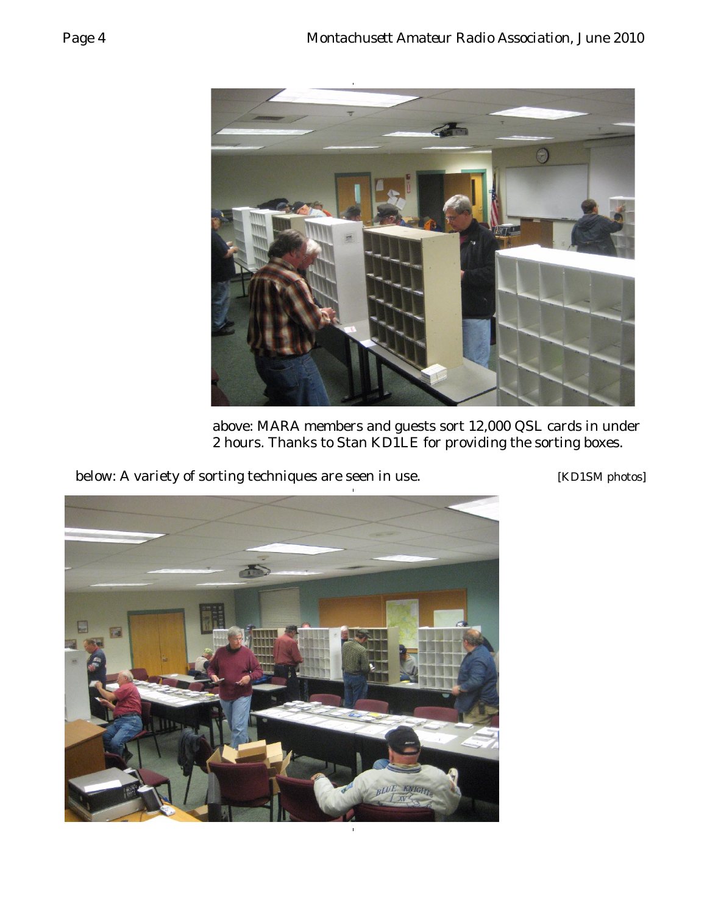above: MARA members and guests sort 12,000 QSL cards in under 2 hours. Thanks to Stan KD1LE for providing the sorting boxes.

below: A variety of sorting techniques are seen in use. [KD1SM photos]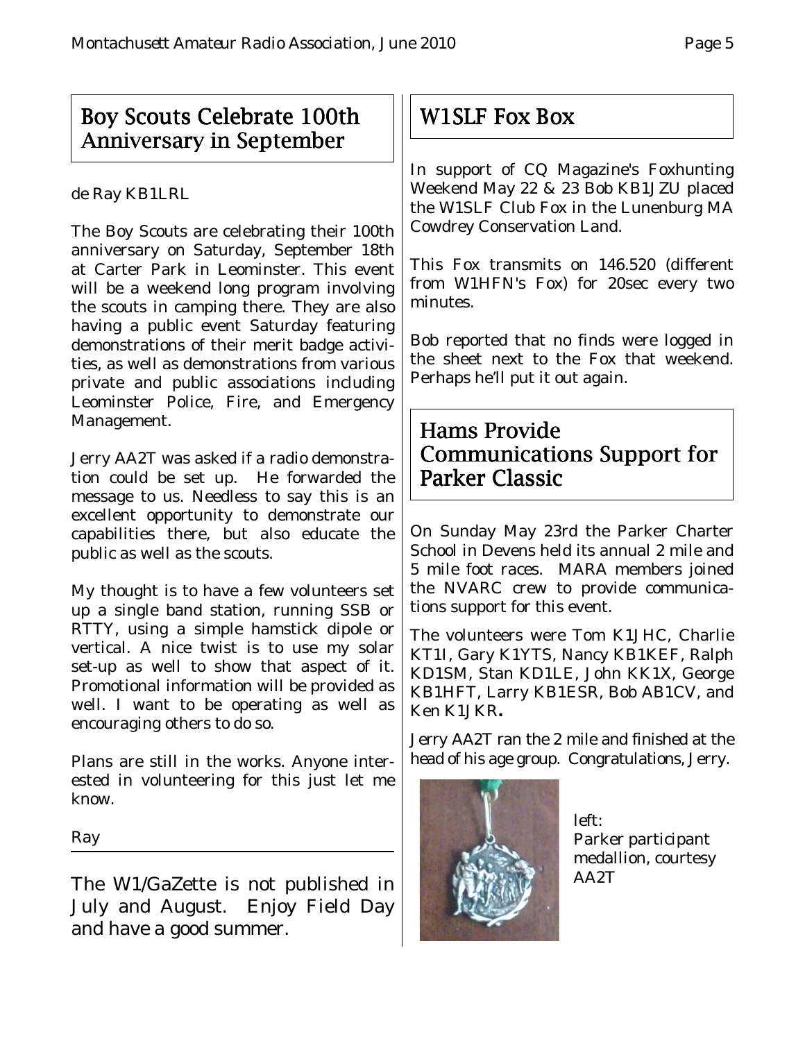## Boy Scouts Celebrate 100th Anniversary in September

de Ray KB1LRL

The Boy Scouts are celebrating their 100th anniversary on Saturday, September 18th at Carter Park in Leominster. This event will be a weekend long program involving the scouts in camping there. They are also having a public event Saturday featuring demonstrations of their merit badge activities, as well as demonstrations from various private and public associations including Leominster Police, Fire, and Emergency Management.

Jerry AA2T was asked if a radio demonstration could be set up. He forwarded the message to us. Needless to say this is an excellent opportunity to demonstrate our capabilities there, but also educate the public as well as the scouts.

My thought is to have a few volunteers set up a single band station, running SSB or RTTY, using a simple hamstick dipole or vertical. A nice twist is to use my solar set-up as well to show that aspect of it. Promotional information will be provided as well. I want to be operating as well as encouraging others to do so.

Plans are still in the works. Anyone interested in volunteering for this just let me know.

Ray

---

The W1/GaZette is not published in July and August. Enjoy Field Day and have a good summer.

## W1SLF Fox Box

In support of CQ Magazine's Foxhunting Weekend May 22 & 23 Bob KB1JZU placed the W1SLF Club Fox in the Lunenburg MA Cowdrey Conservation Land.

This Fox transmits on 146.520 (different from W1HFN's Fox) for 20sec every two minutes.

Bob reported that no finds were logged in the sheet next to the Fox that weekend. Perhaps he'll put it out again.

## Hams Provide Communications Support for Parker Classic

On Sunday May 23rd the Parker Charter School in Devens held its annual 2 mile and 5 mile foot races. MARA members joined the NVARC crew to provide communications support for this event.

The volunteers were Tom K1JHC, Charlie KT1I, Gary K1YTS, Nancy KB1KEF, Ralph KD1SM, Stan KD1LE, John KK1X, George KB1HFT, Larry KB1ESR, Bob AB1CV, and Ken K1JKR**.**

Jerry AA2T ran the 2 mile and finished at the head of his age group. Congratulations, Jerry.

left:
Parker participant medallion, courtesy AA2T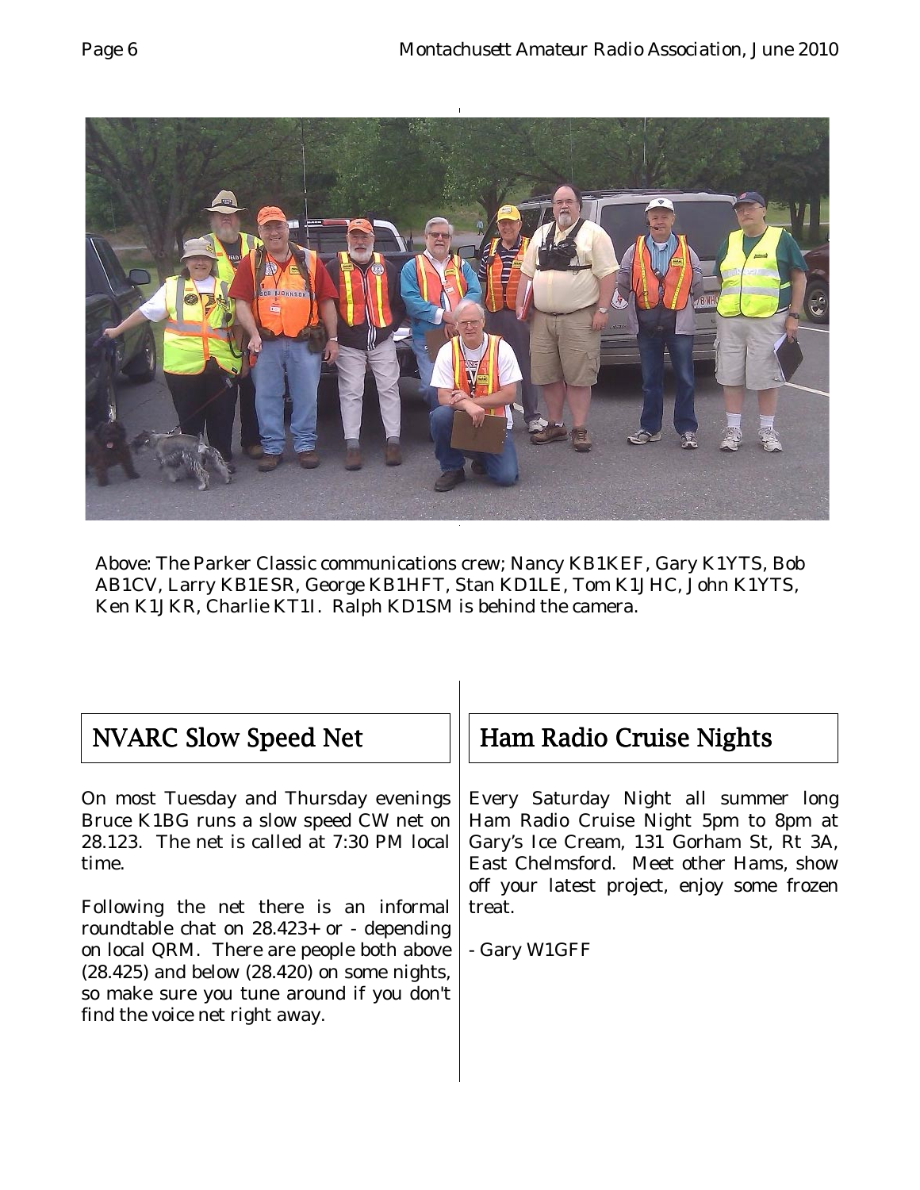Above: The Parker Classic communications crew; Nancy KB1KEF, Gary K1YTS, Bob AB1CV, Larry KB1ESR, George KB1HFT, Stan KD1LE, Tom K1JHC, John K1YTS, Ken K1JKR, Charlie KT1I. Ralph KD1SM is behind the camera.

## NVARC Slow Speed Net

On most Tuesday and Thursday evenings Bruce K1BG runs a slow speed CW net on 28.123. The net is called at 7:30 PM local time.

Following the net there is an informal roundtable chat on 28.423+ or - depending on local QRM. There are people both above (28.425) and below (28.420) on some nights, so make sure you tune around if you don't find the voice net right away.

## Ham Radio Cruise Nights

Every Saturday Night all summer long Ham Radio Cruise Night 5pm to 8pm at Gary's Ice Cream, 131 Gorham St, Rt 3A, East Chelmsford. Meet other Hams, show off your latest project, enjoy some frozen treat.

- Gary W1GFF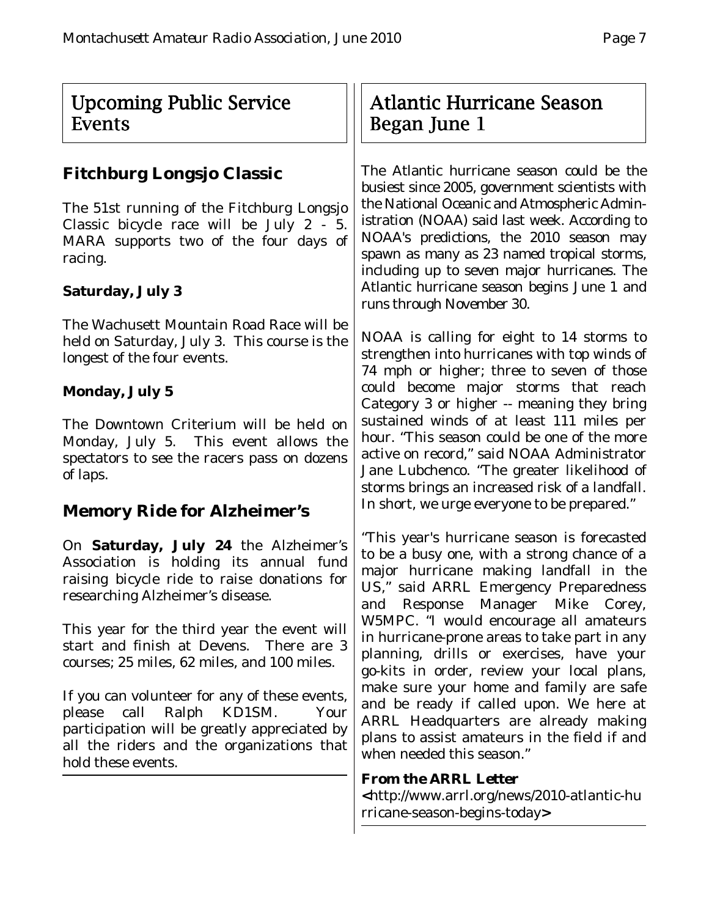## Upcoming Public Service Events

### Fitchburg Longsjo Classic

The 51st running of the Fitchburg Longsjo Classic bicycle race will be July 2 - 5. MARA supports two of the four days of racing.

**Saturday, July 3**

The Wachusett Mountain Road Race will be held on Saturday, July 3. This course is the longest of the four events.

**Monday, July 5**

The Downtown Criterium will be held on Monday, July 5. This event allows the spectators to see the racers pass on dozens of laps.

### Memory Ride for Alzheimer's

On **Saturday, July 24** the Alzheimer's Association is holding its annual fund raising bicycle ride to raise donations for researching Alzheimer's disease.

This year for the third year the event will start and finish at Devens. There are 3 courses; 25 miles, 62 miles, and 100 miles.

If you can volunteer for any of these events, please call Ralph KD1SM. Your participation will be greatly appreciated by all the riders and the organizations that hold these events.

## Atlantic Hurricane Season Began June 1

The Atlantic hurricane season could be the busiest since 2005, government scientists with the National Oceanic and Atmospheric Administration (NOAA) said last week. According to NOAA's predictions, the 2010 season may spawn as many as 23 named tropical storms, including up to seven major hurricanes. The Atlantic hurricane season begins June 1 and runs through November 30.

NOAA is calling for eight to 14 storms to strengthen into hurricanes with top winds of 74 mph or higher; three to seven of those could become major storms that reach Category 3 or higher -- meaning they bring sustained winds of at least 111 miles per hour. "This season could be one of the more active on record," said NOAA Administrator Jane Lubchenco. "The greater likelihood of storms brings an increased risk of a landfall. In short, we urge everyone to be prepared."

"This year's hurricane season is forecasted to be a busy one, with a strong chance of a major hurricane making landfall in the US," said ARRL Emergency Preparedness and Response Manager Mike Corey, W5MPC. "I would encourage all amateurs in hurricane-prone areas to take part in any planning, drills or exercises, have your go-kits in order, review your local plans, make sure your home and family are safe and be ready if called upon. We here at ARRL Headquarters are already making plans to assist amateurs in the field if and when needed this season."

**From the ARRL Letter**
**<**http://www.arrl.org/news/2010-atlantic-hurricane-season-begins-today**>**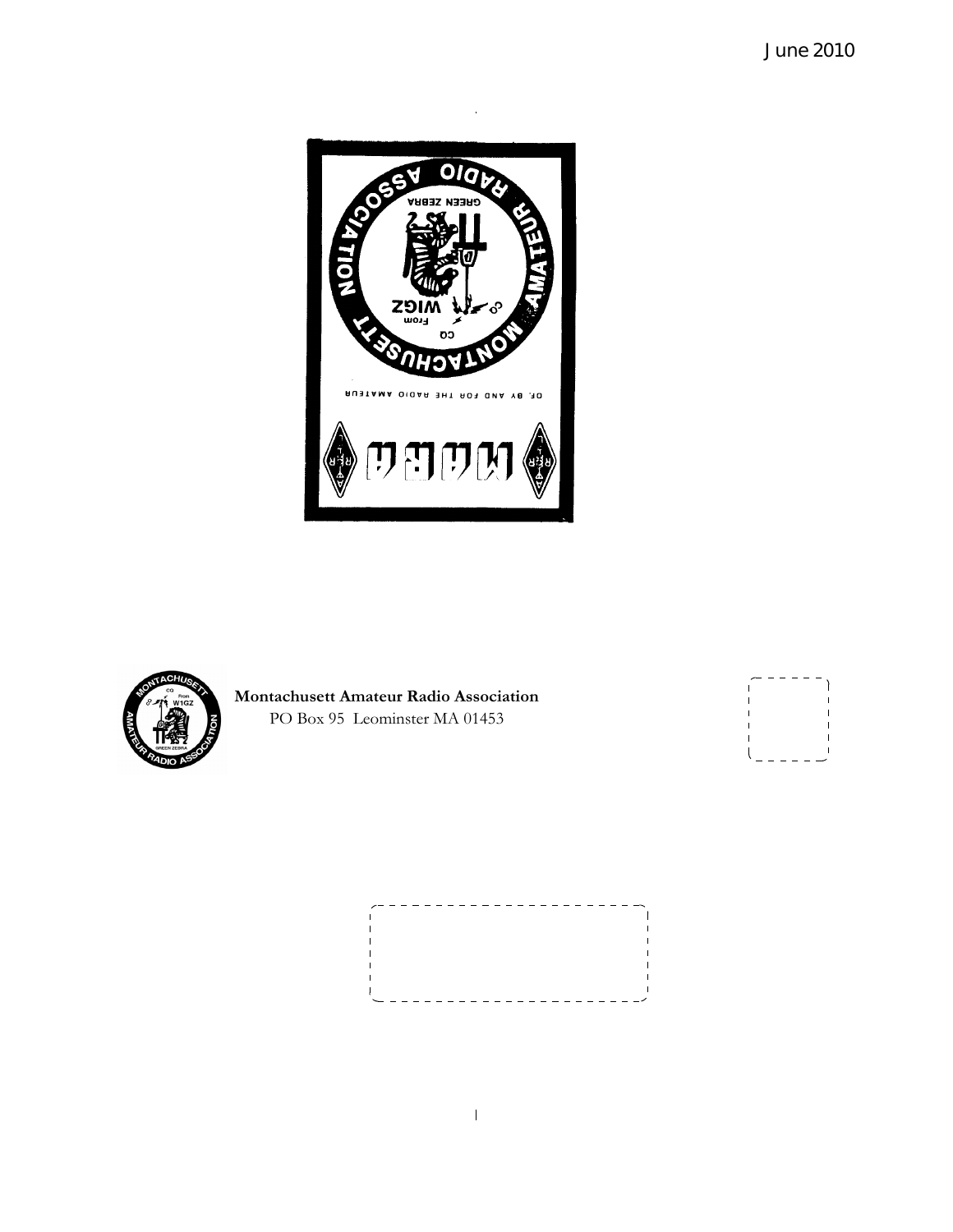**Montachusett Amateur Radio Association**

PO Box 95 Leominster MA 01453